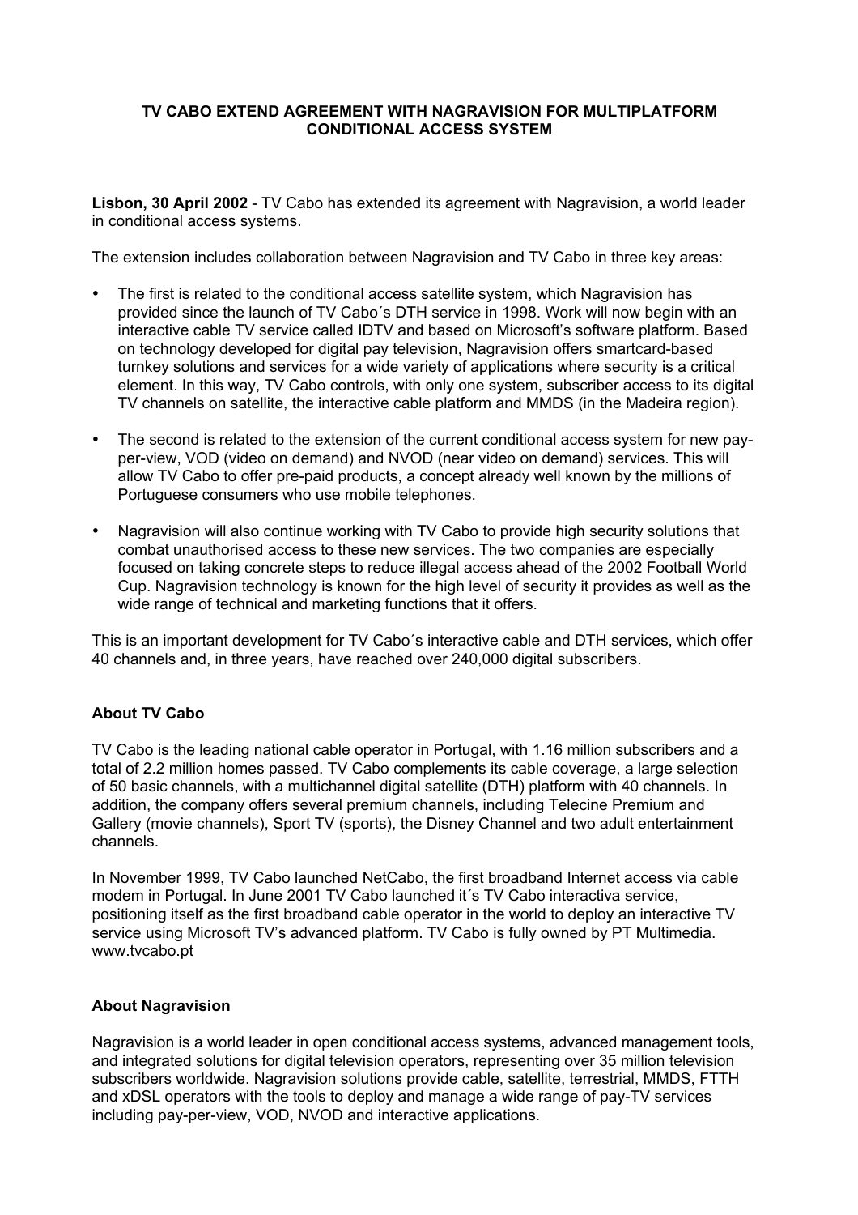# TV CABO EXTEND AGREEMENT WITH NAGRAVISION FOR MULTIPLATFORM CONDITIONAL ACCESS SYSTEM

**Lisbon, 30 April 2002** - TV Cabo has extended its agreement with Nagravision, a world leader in conditional access systems.

The extension includes collaboration between Nagravision and TV Cabo in three key areas:

- The first is related to the conditional access satellite system, which Nagravision has provided since the launch of TV Cabo´s DTH service in 1998. Work will now begin with an interactive cable TV service called IDTV and based on Microsoft's software platform. Based on technology developed for digital pay television, Nagravision offers smartcard-based turnkey solutions and services for a wide variety of applications where security is a critical element. In this way, TV Cabo controls, with only one system, subscriber access to its digital TV channels on satellite, the interactive cable platform and MMDS (in the Madeira region).

- The second is related to the extension of the current conditional access system for new pay-per-view, VOD (video on demand) and NVOD (near video on demand) services. This will allow TV Cabo to offer pre-paid products, a concept already well known by the millions of Portuguese consumers who use mobile telephones.

- Nagravision will also continue working with TV Cabo to provide high security solutions that combat unauthorised access to these new services. The two companies are especially focused on taking concrete steps to reduce illegal access ahead of the 2002 Football World Cup. Nagravision technology is known for the high level of security it provides as well as the wide range of technical and marketing functions that it offers.

This is an important development for TV Cabo´s interactive cable and DTH services, which offer 40 channels and, in three years, have reached over 240,000 digital subscribers.

## About TV Cabo

TV Cabo is the leading national cable operator in Portugal, with 1.16 million subscribers and a total of 2.2 million homes passed. TV Cabo complements its cable coverage, a large selection of 50 basic channels, with a multichannel digital satellite (DTH) platform with 40 channels. In addition, the company offers several premium channels, including Telecine Premium and Gallery (movie channels), Sport TV (sports), the Disney Channel and two adult entertainment channels.

In November 1999, TV Cabo launched NetCabo, the first broadband Internet access via cable modem in Portugal. In June 2001 TV Cabo launched it´s TV Cabo interactiva service, positioning itself as the first broadband cable operator in the world to deploy an interactive TV service using Microsoft TV's advanced platform. TV Cabo is fully owned by PT Multimedia. www.tvcabo.pt

## About Nagravision

Nagravision is a world leader in open conditional access systems, advanced management tools, and integrated solutions for digital television operators, representing over 35 million television subscribers worldwide. Nagravision solutions provide cable, satellite, terrestrial, MMDS, FTTH and xDSL operators with the tools to deploy and manage a wide range of pay-TV services including pay-per-view, VOD, NVOD and interactive applications.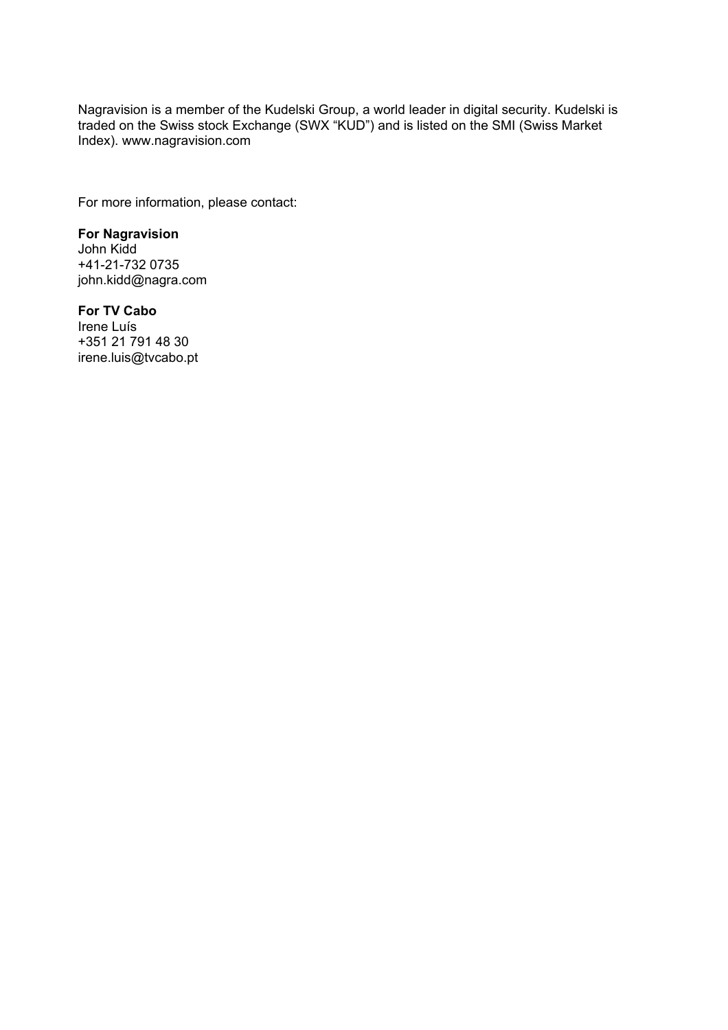Nagravision is a member of the Kudelski Group, a world leader in digital security. Kudelski is traded on the Swiss stock Exchange (SWX “KUD”) and is listed on the SMI (Swiss Market Index). www.nagravision.com

For more information, please contact:

**For Nagravision**
John Kidd
+41-21-732 0735
john.kidd@nagra.com

**For TV Cabo**
Irene Luís
+351 21 791 48 30
irene.luis@tvcabo.pt